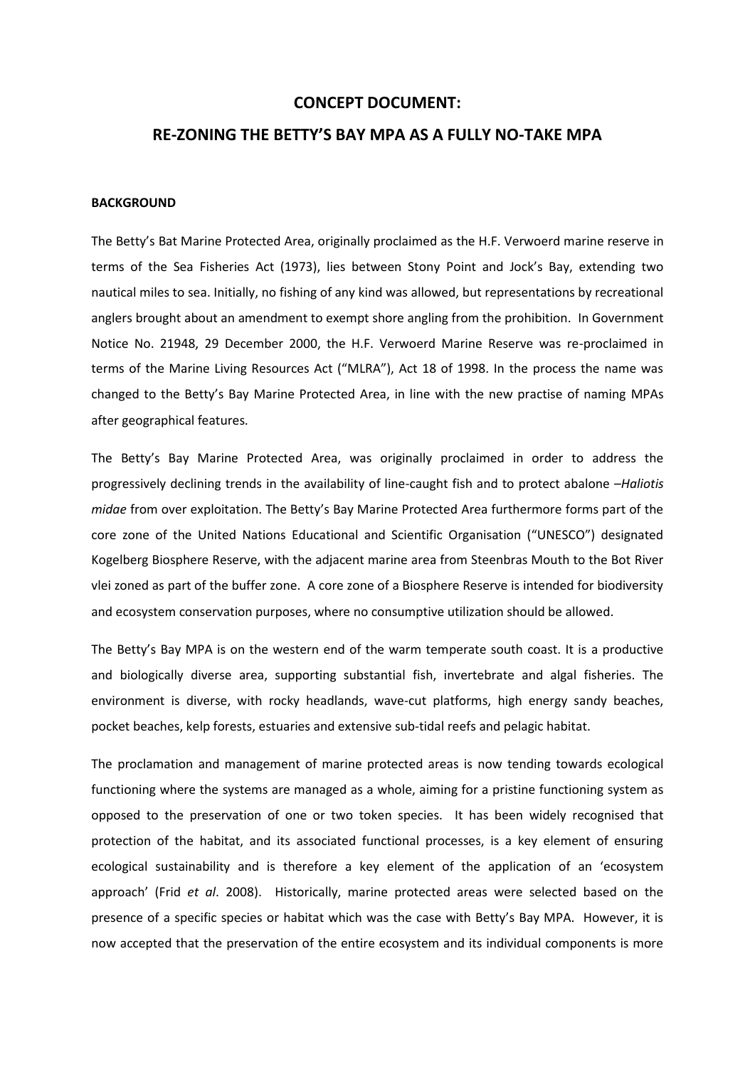# CONCEPT DOCUMENT:

# RE-ZONING THE BETTY'S BAY MPA AS A FULLY NO-TAKE MPA

## BACKGROUND

The Betty's Bat Marine Protected Area, originally proclaimed as the H.F. Verwoerd marine reserve in terms of the Sea Fisheries Act (1973), lies between Stony Point and Jock's Bay, extending two nautical miles to sea. Initially, no fishing of any kind was allowed, but representations by recreational anglers brought about an amendment to exempt shore angling from the prohibition. In Government Notice No. 21948, 29 December 2000, the H.F. Verwoerd Marine Reserve was re-proclaimed in terms of the Marine Living Resources Act ("MLRA"), Act 18 of 1998. In the process the name was changed to the Betty's Bay Marine Protected Area, in line with the new practise of naming MPAs after geographical features.

The Betty's Bay Marine Protected Area, was originally proclaimed in order to address the progressively declining trends in the availability of line-caught fish and to protect abalone –*Haliotis midae* from over exploitation. The Betty's Bay Marine Protected Area furthermore forms part of the core zone of the United Nations Educational and Scientific Organisation ("UNESCO") designated Kogelberg Biosphere Reserve, with the adjacent marine area from Steenbras Mouth to the Bot River vlei zoned as part of the buffer zone. A core zone of a Biosphere Reserve is intended for biodiversity and ecosystem conservation purposes, where no consumptive utilization should be allowed.

The Betty's Bay MPA is on the western end of the warm temperate south coast. It is a productive and biologically diverse area, supporting substantial fish, invertebrate and algal fisheries. The environment is diverse, with rocky headlands, wave-cut platforms, high energy sandy beaches, pocket beaches, kelp forests, estuaries and extensive sub-tidal reefs and pelagic habitat.

The proclamation and management of marine protected areas is now tending towards ecological functioning where the systems are managed as a whole, aiming for a pristine functioning system as opposed to the preservation of one or two token species. It has been widely recognised that protection of the habitat, and its associated functional processes, is a key element of ensuring ecological sustainability and is therefore a key element of the application of an 'ecosystem approach' (Frid *et al*. 2008). Historically, marine protected areas were selected based on the presence of a specific species or habitat which was the case with Betty's Bay MPA. However, it is now accepted that the preservation of the entire ecosystem and its individual components is more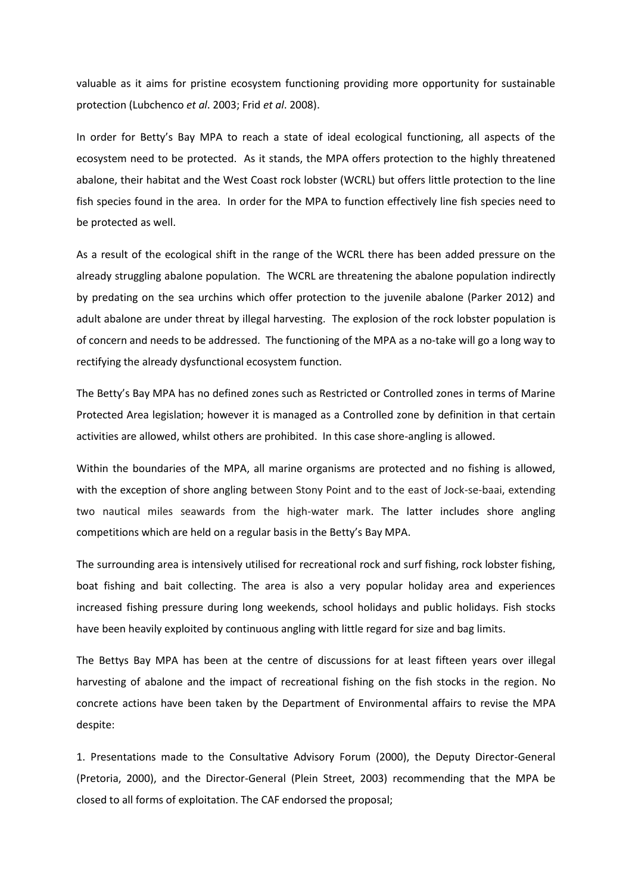valuable as it aims for pristine ecosystem functioning providing more opportunity for sustainable protection (Lubchenco *et al*. 2003; Frid *et al*. 2008).

In order for Betty's Bay MPA to reach a state of ideal ecological functioning, all aspects of the ecosystem need to be protected. As it stands, the MPA offers protection to the highly threatened abalone, their habitat and the West Coast rock lobster (WCRL) but offers little protection to the line fish species found in the area. In order for the MPA to function effectively line fish species need to be protected as well.

As a result of the ecological shift in the range of the WCRL there has been added pressure on the already struggling abalone population. The WCRL are threatening the abalone population indirectly by predating on the sea urchins which offer protection to the juvenile abalone (Parker 2012) and adult abalone are under threat by illegal harvesting. The explosion of the rock lobster population is of concern and needs to be addressed. The functioning of the MPA as a no-take will go a long way to rectifying the already dysfunctional ecosystem function.

The Betty's Bay MPA has no defined zones such as Restricted or Controlled zones in terms of Marine Protected Area legislation; however it is managed as a Controlled zone by definition in that certain activities are allowed, whilst others are prohibited. In this case shore-angling is allowed.

Within the boundaries of the MPA, all marine organisms are protected and no fishing is allowed, with the exception of shore angling between Stony Point and to the east of Jock-se-baai, extending two nautical miles seawards from the high-water mark. The latter includes shore angling competitions which are held on a regular basis in the Betty's Bay MPA.

The surrounding area is intensively utilised for recreational rock and surf fishing, rock lobster fishing, boat fishing and bait collecting. The area is also a very popular holiday area and experiences increased fishing pressure during long weekends, school holidays and public holidays. Fish stocks have been heavily exploited by continuous angling with little regard for size and bag limits.

The Bettys Bay MPA has been at the centre of discussions for at least fifteen years over illegal harvesting of abalone and the impact of recreational fishing on the fish stocks in the region. No concrete actions have been taken by the Department of Environmental affairs to revise the MPA despite:

1. Presentations made to the Consultative Advisory Forum (2000), the Deputy Director-General (Pretoria, 2000), and the Director-General (Plein Street, 2003) recommending that the MPA be closed to all forms of exploitation. The CAF endorsed the proposal;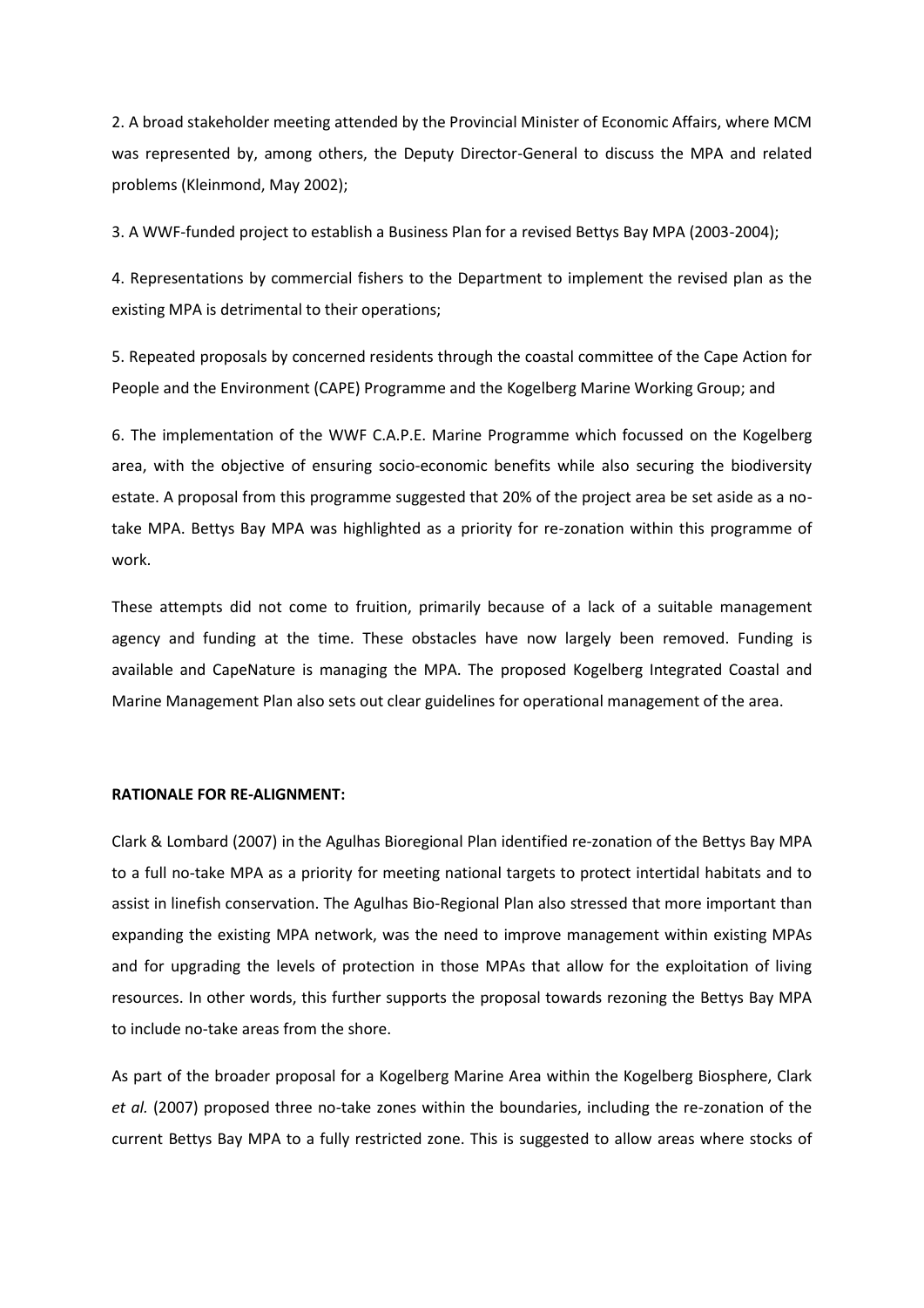2. A broad stakeholder meeting attended by the Provincial Minister of Economic Affairs, where MCM was represented by, among others, the Deputy Director-General to discuss the MPA and related problems (Kleinmond, May 2002);

3. A WWF-funded project to establish a Business Plan for a revised Bettys Bay MPA (2003-2004);

4. Representations by commercial fishers to the Department to implement the revised plan as the existing MPA is detrimental to their operations;

5. Repeated proposals by concerned residents through the coastal committee of the Cape Action for People and the Environment (CAPE) Programme and the Kogelberg Marine Working Group; and

6. The implementation of the WWF C.A.P.E. Marine Programme which focussed on the Kogelberg area, with the objective of ensuring socio-economic benefits while also securing the biodiversity estate. A proposal from this programme suggested that 20% of the project area be set aside as a no-take MPA. Bettys Bay MPA was highlighted as a priority for re-zonation within this programme of work.

These attempts did not come to fruition, primarily because of a lack of a suitable management agency and funding at the time. These obstacles have now largely been removed. Funding is available and CapeNature is managing the MPA. The proposed Kogelberg Integrated Coastal and Marine Management Plan also sets out clear guidelines for operational management of the area.

**RATIONALE FOR RE-ALIGNMENT:**

Clark & Lombard (2007) in the Agulhas Bioregional Plan identified re-zonation of the Bettys Bay MPA to a full no-take MPA as a priority for meeting national targets to protect intertidal habitats and to assist in linefish conservation. The Agulhas Bio-Regional Plan also stressed that more important than expanding the existing MPA network, was the need to improve management within existing MPAs and for upgrading the levels of protection in those MPAs that allow for the exploitation of living resources. In other words, this further supports the proposal towards rezoning the Bettys Bay MPA to include no-take areas from the shore.

As part of the broader proposal for a Kogelberg Marine Area within the Kogelberg Biosphere, Clark *et al.* (2007) proposed three no-take zones within the boundaries, including the re-zonation of the current Bettys Bay MPA to a fully restricted zone. This is suggested to allow areas where stocks of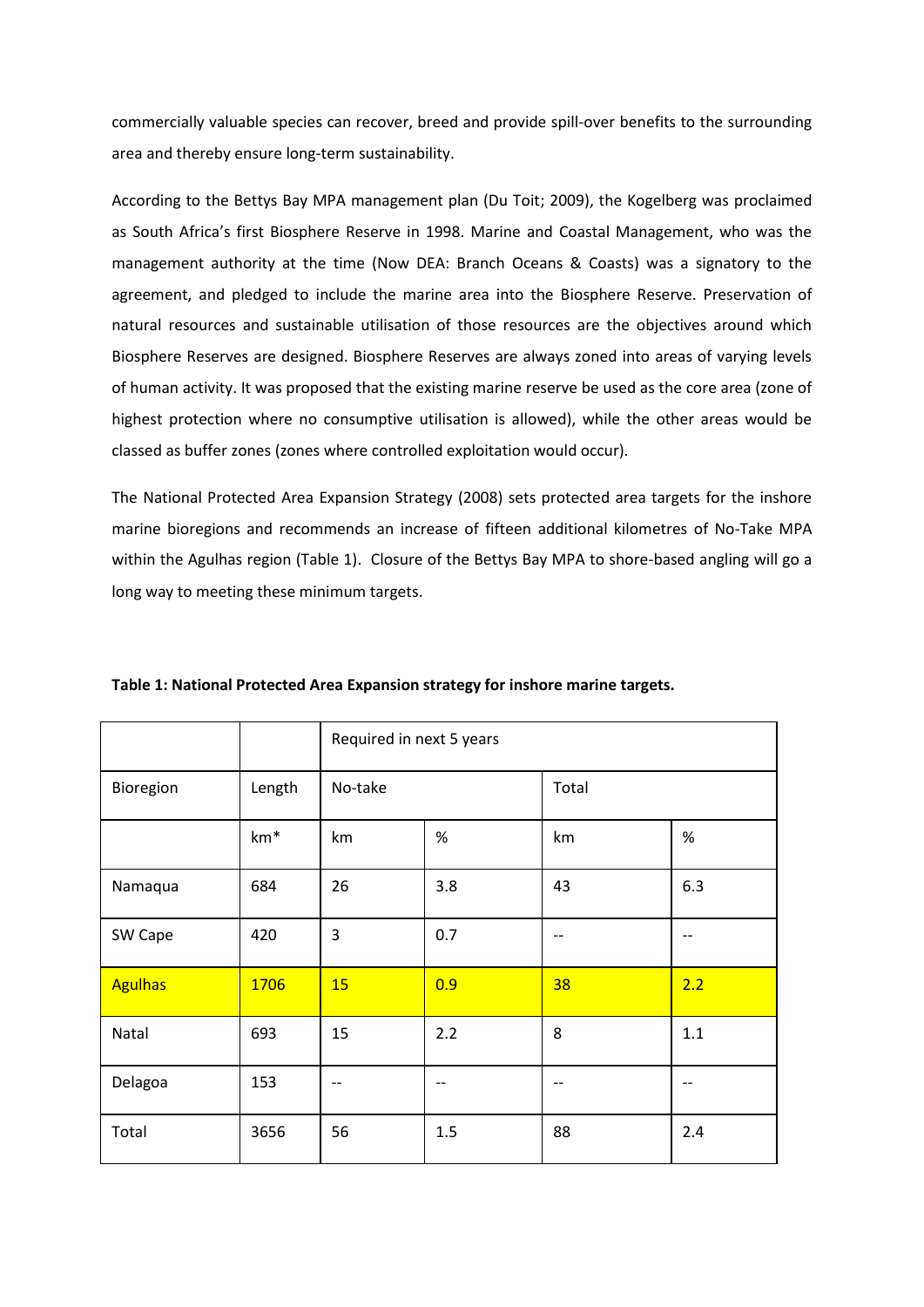commercially valuable species can recover, breed and provide spill-over benefits to the surrounding area and thereby ensure long-term sustainability.

According to the Bettys Bay MPA management plan (Du Toit; 2009), the Kogelberg was proclaimed as South Africa's first Biosphere Reserve in 1998. Marine and Coastal Management, who was the management authority at the time (Now DEA: Branch Oceans & Coasts) was a signatory to the agreement, and pledged to include the marine area into the Biosphere Reserve. Preservation of natural resources and sustainable utilisation of those resources are the objectives around which Biosphere Reserves are designed. Biosphere Reserves are always zoned into areas of varying levels of human activity. It was proposed that the existing marine reserve be used as the core area (zone of highest protection where no consumptive utilisation is allowed), while the other areas would be classed as buffer zones (zones where controlled exploitation would occur).

The National Protected Area Expansion Strategy (2008) sets protected area targets for the inshore marine bioregions and recommends an increase of fifteen additional kilometres of No-Take MPA within the Agulhas region (Table 1). Closure of the Bettys Bay MPA to shore-based angling will go a long way to meeting these minimum targets.

**Table 1: National Protected Area Expansion strategy for inshore marine targets.**

| | | Required in next 5 years | | | |
|---|---|---|---|---|---|
| Bioregion | Length | No-take | | Total | |
| | km* | km | % | km | % |
| Namaqua | 684 | 26 | 3.8 | 43 | 6.3 |
| SW Cape | 420 | 3 | 0.7 | -- | -- |
| Agulhas | 1706 | 15 | 0.9 | 38 | 2.2 |
| Natal | 693 | 15 | 2.2 | 8 | 1.1 |
| Delagoa | 153 | -- | -- | -- | -- |
| Total | 3656 | 56 | 1.5 | 88 | 2.4 |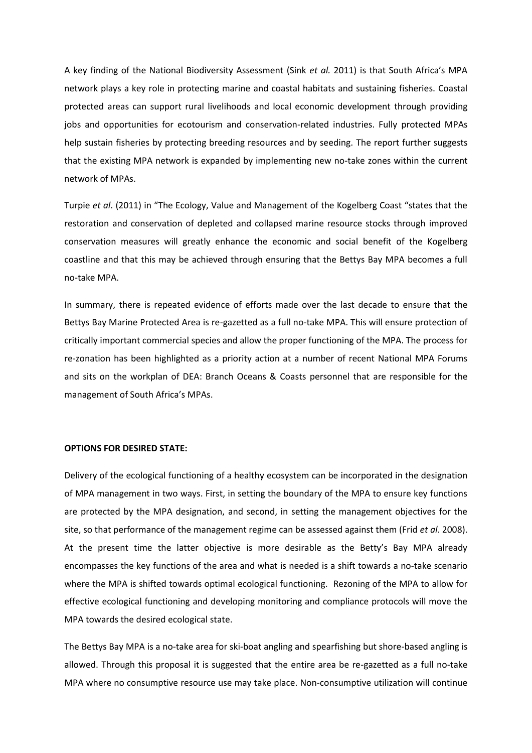A key finding of the National Biodiversity Assessment (Sink *et al.* 2011) is that South Africa's MPA network plays a key role in protecting marine and coastal habitats and sustaining fisheries. Coastal protected areas can support rural livelihoods and local economic development through providing jobs and opportunities for ecotourism and conservation-related industries. Fully protected MPAs help sustain fisheries by protecting breeding resources and by seeding. The report further suggests that the existing MPA network is expanded by implementing new no-take zones within the current network of MPAs.

Turpie *et al*. (2011) in "The Ecology, Value and Management of the Kogelberg Coast "states that the restoration and conservation of depleted and collapsed marine resource stocks through improved conservation measures will greatly enhance the economic and social benefit of the Kogelberg coastline and that this may be achieved through ensuring that the Bettys Bay MPA becomes a full no-take MPA.

In summary, there is repeated evidence of efforts made over the last decade to ensure that the Bettys Bay Marine Protected Area is re-gazetted as a full no-take MPA. This will ensure protection of critically important commercial species and allow the proper functioning of the MPA. The process for re-zonation has been highlighted as a priority action at a number of recent National MPA Forums and sits on the workplan of DEA: Branch Oceans & Coasts personnel that are responsible for the management of South Africa's MPAs.

**OPTIONS FOR DESIRED STATE:**

Delivery of the ecological functioning of a healthy ecosystem can be incorporated in the designation of MPA management in two ways. First, in setting the boundary of the MPA to ensure key functions are protected by the MPA designation, and second, in setting the management objectives for the site, so that performance of the management regime can be assessed against them (Frid *et al*. 2008). At the present time the latter objective is more desirable as the Betty's Bay MPA already encompasses the key functions of the area and what is needed is a shift towards a no-take scenario where the MPA is shifted towards optimal ecological functioning. Rezoning of the MPA to allow for effective ecological functioning and developing monitoring and compliance protocols will move the MPA towards the desired ecological state.

The Bettys Bay MPA is a no-take area for ski-boat angling and spearfishing but shore-based angling is allowed. Through this proposal it is suggested that the entire area be re-gazetted as a full no-take MPA where no consumptive resource use may take place. Non-consumptive utilization will continue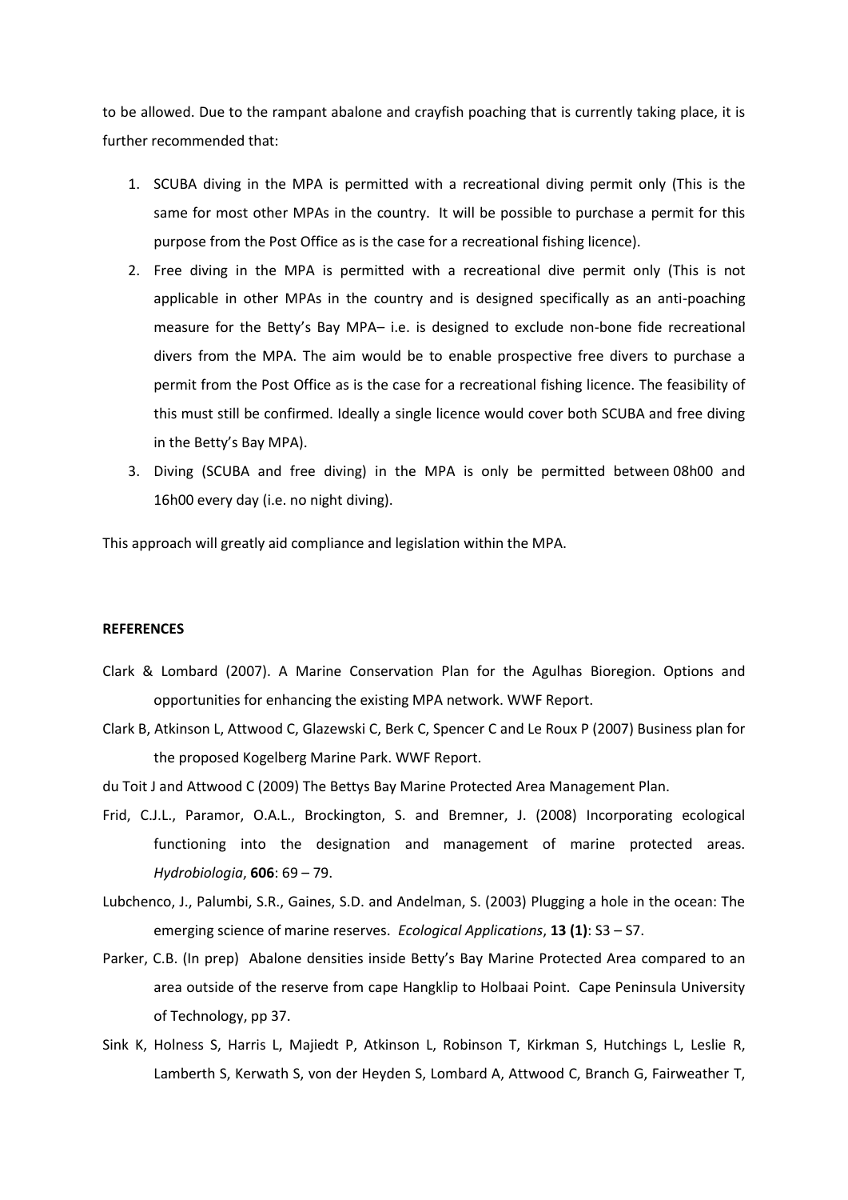to be allowed. Due to the rampant abalone and crayfish poaching that is currently taking place, it is further recommended that:

1. SCUBA diving in the MPA is permitted with a recreational diving permit only (This is the same for most other MPAs in the country. It will be possible to purchase a permit for this purpose from the Post Office as is the case for a recreational fishing licence).
2. Free diving in the MPA is permitted with a recreational dive permit only (This is not applicable in other MPAs in the country and is designed specifically as an anti-poaching measure for the Betty's Bay MPA– i.e. is designed to exclude non-bone fide recreational divers from the MPA. The aim would be to enable prospective free divers to purchase a permit from the Post Office as is the case for a recreational fishing licence. The feasibility of this must still be confirmed. Ideally a single licence would cover both SCUBA and free diving in the Betty's Bay MPA).
3. Diving (SCUBA and free diving) in the MPA is only be permitted between 08h00 and 16h00 every day (i.e. no night diving).

This approach will greatly aid compliance and legislation within the MPA.

**REFERENCES**

Clark & Lombard (2007). A Marine Conservation Plan for the Agulhas Bioregion. Options and opportunities for enhancing the existing MPA network. WWF Report.

Clark B, Atkinson L, Attwood C, Glazewski C, Berk C, Spencer C and Le Roux P (2007) Business plan for the proposed Kogelberg Marine Park. WWF Report.

du Toit J and Attwood C (2009) The Bettys Bay Marine Protected Area Management Plan.

Frid, C.J.L., Paramor, O.A.L., Brockington, S. and Bremner, J. (2008) Incorporating ecological functioning into the designation and management of marine protected areas. *Hydrobiologia*, **606**: 69 – 79.

Lubchenco, J., Palumbi, S.R., Gaines, S.D. and Andelman, S. (2003) Plugging a hole in the ocean: The emerging science of marine reserves. *Ecological Applications*, **13 (1)**: S3 – S7.

Parker, C.B. (In prep) Abalone densities inside Betty's Bay Marine Protected Area compared to an area outside of the reserve from cape Hangklip to Holbaai Point. Cape Peninsula University of Technology, pp 37.

Sink K, Holness S, Harris L, Majiedt P, Atkinson L, Robinson T, Kirkman S, Hutchings L, Leslie R, Lamberth S, Kerwath S, von der Heyden S, Lombard A, Attwood C, Branch G, Fairweather T,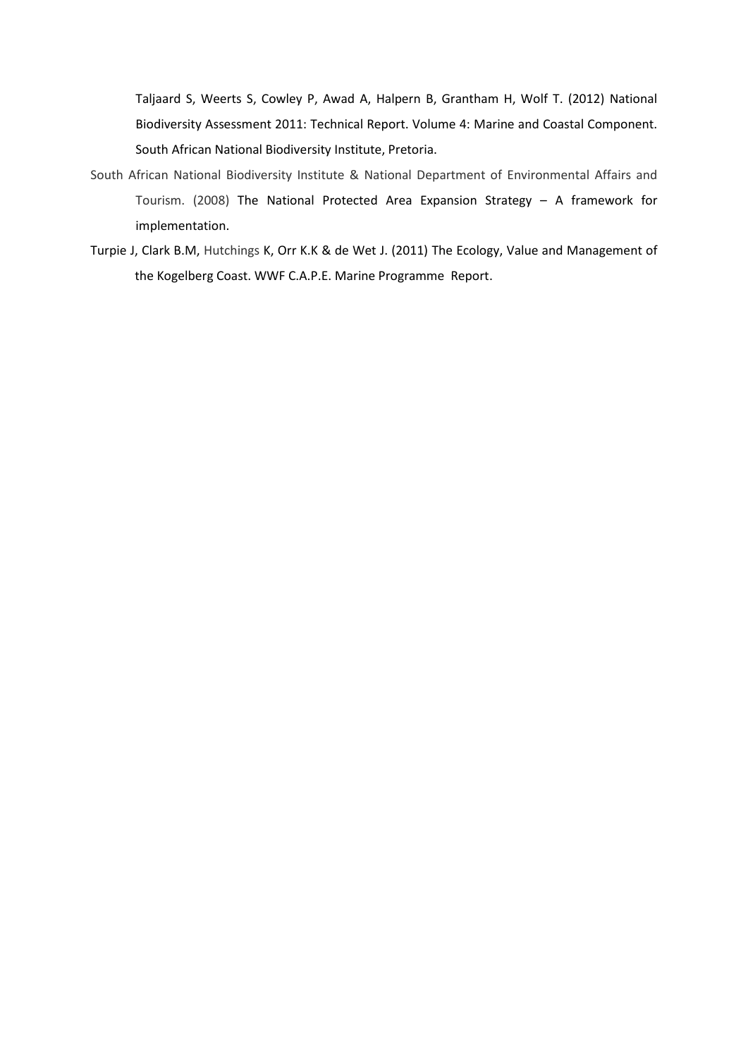Taljaard S, Weerts S, Cowley P, Awad A, Halpern B, Grantham H, Wolf T. (2012) National Biodiversity Assessment 2011: Technical Report. Volume 4: Marine and Coastal Component. South African National Biodiversity Institute, Pretoria.

South African National Biodiversity Institute & National Department of Environmental Affairs and Tourism. (2008) The National Protected Area Expansion Strategy – A framework for implementation.

Turpie J, Clark B.M, Hutchings K, Orr K.K & de Wet J. (2011) The Ecology, Value and Management of the Kogelberg Coast. WWF C.A.P.E. Marine Programme Report.